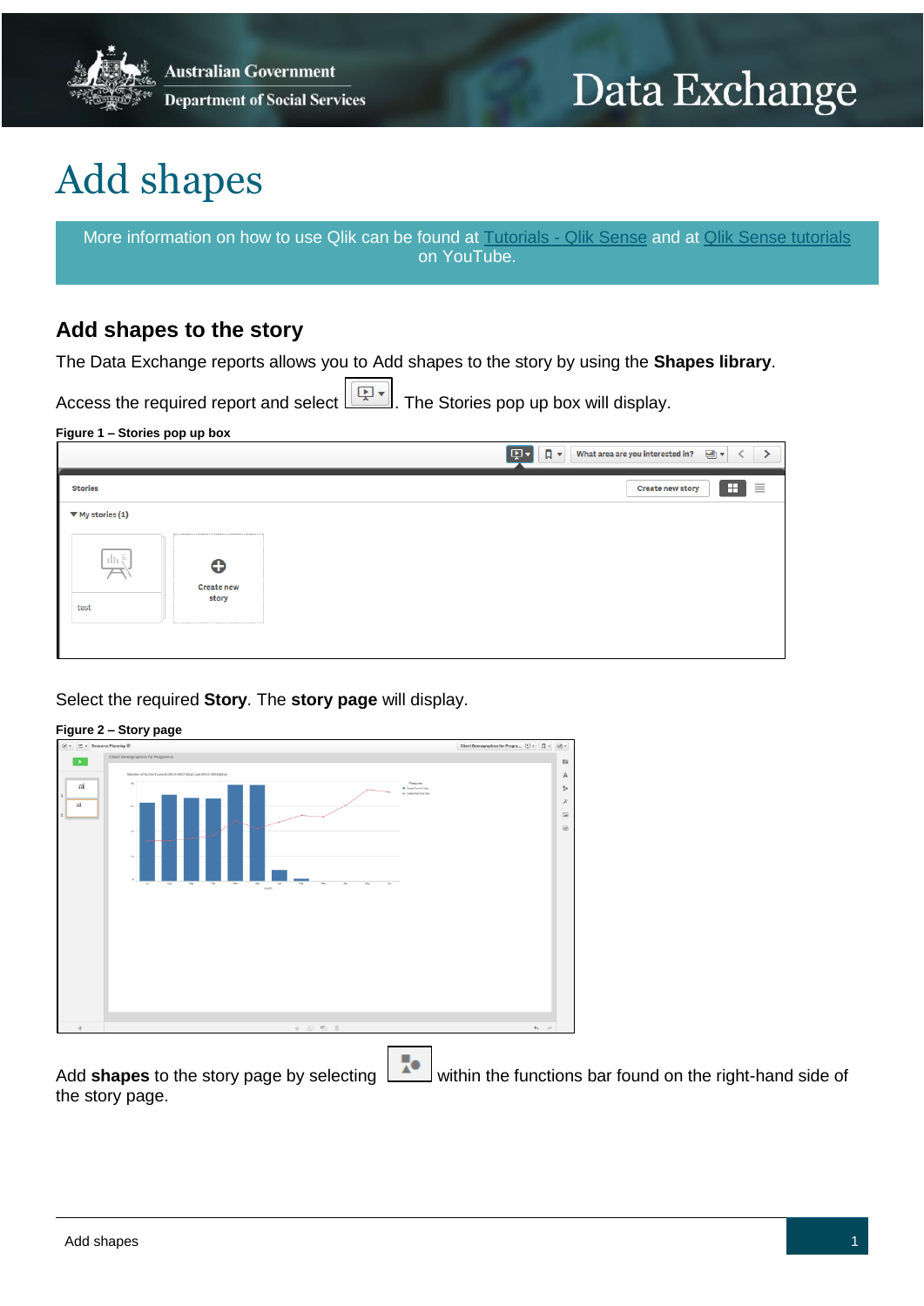# Add shapes

More information on how to use Qlik can be found at Tutorials - Qlik Sense and at Qlik Sense tutorials on YouTube.

## Add shapes to the story

The Data Exchange reports allows you to Add shapes to the story by using the **Shapes library**.

Access the required report and select . The Stories pop up box will display.

**Figure 1 – Stories pop up box**

Select the required **Story**. The **story page** will display.

**Figure 2 – Story page**

Add **shapes** to the story page by selecting  within the functions bar found on the right-hand side of the story page.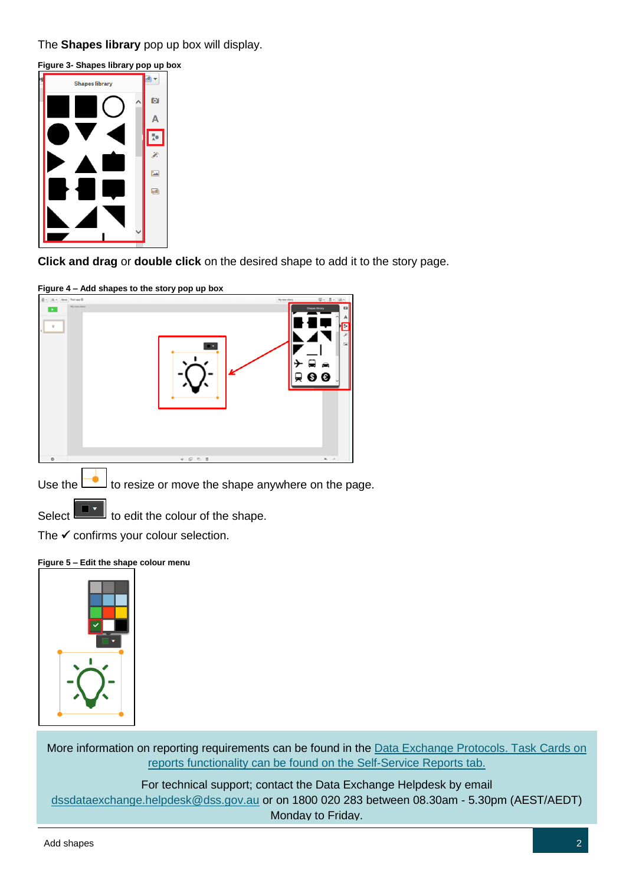The **Shapes library** pop up box will display.

**Figure 3- Shapes library pop up box**

**Click and drag** or **double click** on the desired shape to add it to the story page.

**Figure 4 – Add shapes to the story pop up box**

Use the  to resize or move the shape anywhere on the page.

Select  to edit the colour of the shape.

The ✓ confirms your colour selection.

**Figure 5 – Edit the shape colour menu**

More information on reporting requirements can be found in the [Data Exchange Protocols. Task Cards on reports functionality can be found on the Self-Service Reports tab.]()

For technical support; contact the Data Exchange Helpdesk by email [dssdataexchange.helpdesk@dss.gov.au]() or on 1800 020 283 between 08.30am - 5.30pm (AEST/AEDT) Monday to Friday.